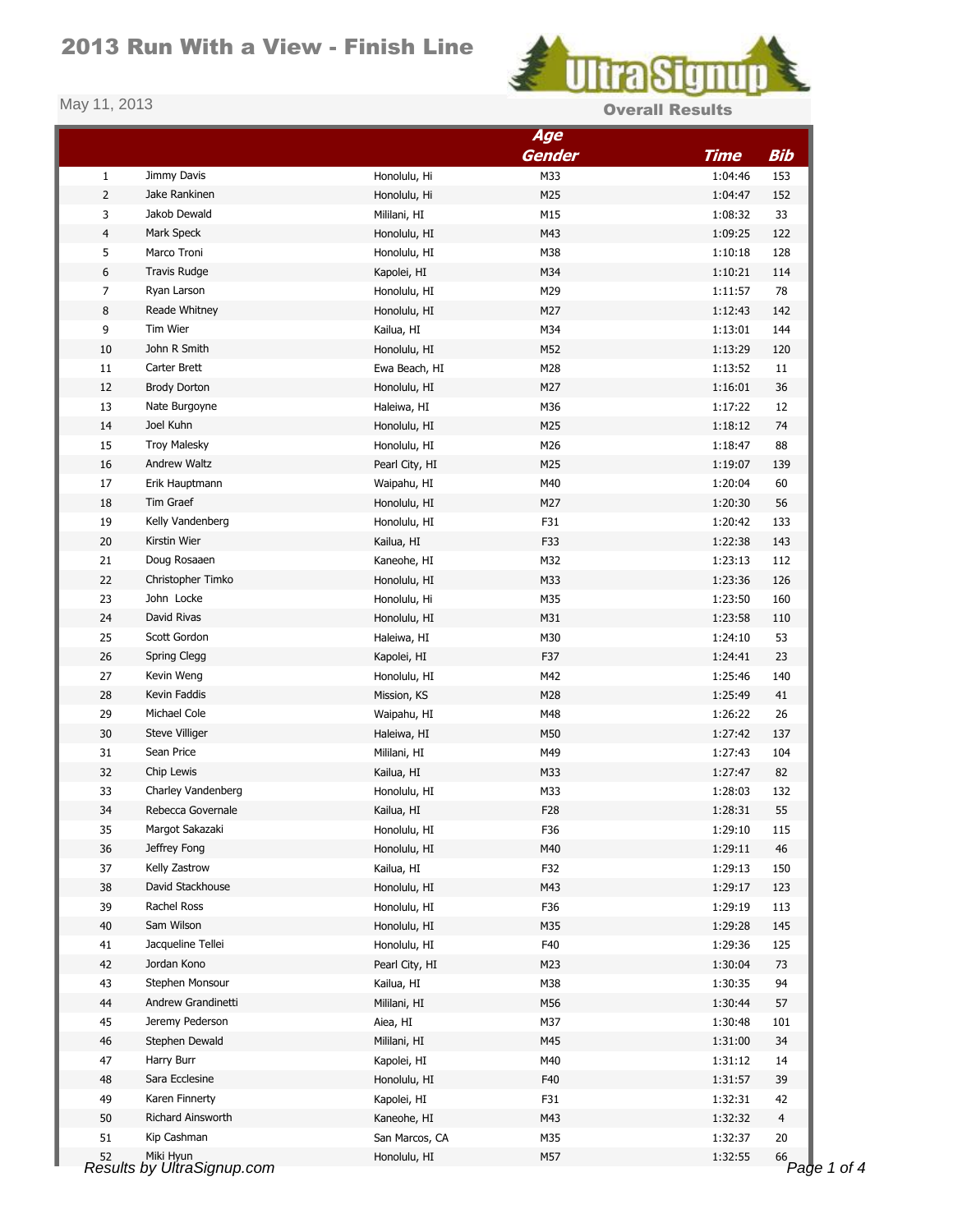# 2013 Run With a View - Finish Line

May 11, 2013

**Overall Results**

| | | | Age Gender | Time | Bib |
|---|---|---|---|---|---|
| 1 | Jimmy Davis | Honolulu, Hi | M33 | 1:04:46 | 153 |
| 2 | Jake Rankinen | Honolulu, Hi | M25 | 1:04:47 | 152 |
| 3 | Jakob Dewald | Mililani, HI | M15 | 1:08:32 | 33 |
| 4 | Mark Speck | Honolulu, HI | M43 | 1:09:25 | 122 |
| 5 | Marco Troni | Honolulu, HI | M38 | 1:10:18 | 128 |
| 6 | Travis Rudge | Kapolei, HI | M34 | 1:10:21 | 114 |
| 7 | Ryan Larson | Honolulu, HI | M29 | 1:11:57 | 78 |
| 8 | Reade Whitney | Honolulu, HI | M27 | 1:12:43 | 142 |
| 9 | Tim Wier | Kailua, HI | M34 | 1:13:01 | 144 |
| 10 | John R Smith | Honolulu, HI | M52 | 1:13:29 | 120 |
| 11 | Carter Brett | Ewa Beach, HI | M28 | 1:13:52 | 11 |
| 12 | Brody Dorton | Honolulu, HI | M27 | 1:16:01 | 36 |
| 13 | Nate Burgoyne | Haleiwa, HI | M36 | 1:17:22 | 12 |
| 14 | Joel Kuhn | Honolulu, HI | M25 | 1:18:12 | 74 |
| 15 | Troy Malesky | Honolulu, HI | M26 | 1:18:47 | 88 |
| 16 | Andrew Waltz | Pearl City, HI | M25 | 1:19:07 | 139 |
| 17 | Erik Hauptmann | Waipahu, HI | M40 | 1:20:04 | 60 |
| 18 | Tim Graef | Honolulu, HI | M27 | 1:20:30 | 56 |
| 19 | Kelly Vandenberg | Honolulu, HI | F31 | 1:20:42 | 133 |
| 20 | Kirstin Wier | Kailua, HI | F33 | 1:22:38 | 143 |
| 21 | Doug Rosaaen | Kaneohe, HI | M32 | 1:23:13 | 112 |
| 22 | Christopher Timko | Honolulu, HI | M33 | 1:23:36 | 126 |
| 23 | John Locke | Honolulu, Hi | M35 | 1:23:50 | 160 |
| 24 | David Rivas | Honolulu, HI | M31 | 1:23:58 | 110 |
| 25 | Scott Gordon | Haleiwa, HI | M30 | 1:24:10 | 53 |
| 26 | Spring Clegg | Kapolei, HI | F37 | 1:24:41 | 23 |
| 27 | Kevin Weng | Honolulu, HI | M42 | 1:25:46 | 140 |
| 28 | Kevin Faddis | Mission, KS | M28 | 1:25:49 | 41 |
| 29 | Michael Cole | Waipahu, HI | M48 | 1:26:22 | 26 |
| 30 | Steve Villiger | Haleiwa, HI | M50 | 1:27:42 | 137 |
| 31 | Sean Price | Mililani, HI | M49 | 1:27:43 | 104 |
| 32 | Chip Lewis | Kailua, HI | M33 | 1:27:47 | 82 |
| 33 | Charley Vandenberg | Honolulu, HI | M33 | 1:28:03 | 132 |
| 34 | Rebecca Governale | Kailua, HI | F28 | 1:28:31 | 55 |
| 35 | Margot Sakazaki | Honolulu, HI | F36 | 1:29:10 | 115 |
| 36 | Jeffrey Fong | Honolulu, HI | M40 | 1:29:11 | 46 |
| 37 | Kelly Zastrow | Kailua, HI | F32 | 1:29:13 | 150 |
| 38 | David Stackhouse | Honolulu, HI | M43 | 1:29:17 | 123 |
| 39 | Rachel Ross | Honolulu, HI | F36 | 1:29:19 | 113 |
| 40 | Sam Wilson | Honolulu, HI | M35 | 1:29:28 | 145 |
| 41 | Jacqueline Tellei | Honolulu, HI | F40 | 1:29:36 | 125 |
| 42 | Jordan Kono | Pearl City, HI | M23 | 1:30:04 | 73 |
| 43 | Stephen Monsour | Kailua, HI | M38 | 1:30:35 | 94 |
| 44 | Andrew Grandinetti | Mililani, HI | M56 | 1:30:44 | 57 |
| 45 | Jeremy Pederson | Aiea, HI | M37 | 1:30:48 | 101 |
| 46 | Stephen Dewald | Mililani, HI | M45 | 1:31:00 | 34 |
| 47 | Harry Burr | Kapolei, HI | M40 | 1:31:12 | 14 |
| 48 | Sara Ecclesine | Honolulu, HI | F40 | 1:31:57 | 39 |
| 49 | Karen Finnerty | Kapolei, HI | F31 | 1:32:31 | 42 |
| 50 | Richard Ainsworth | Kaneohe, HI | M43 | 1:32:32 | 4 |
| 51 | Kip Cashman | San Marcos, CA | M35 | 1:32:37 | 20 |
| 52 | Miki Hyun | Honolulu, HI | M57 | 1:32:55 | 66 |

Results by UltraSignup.com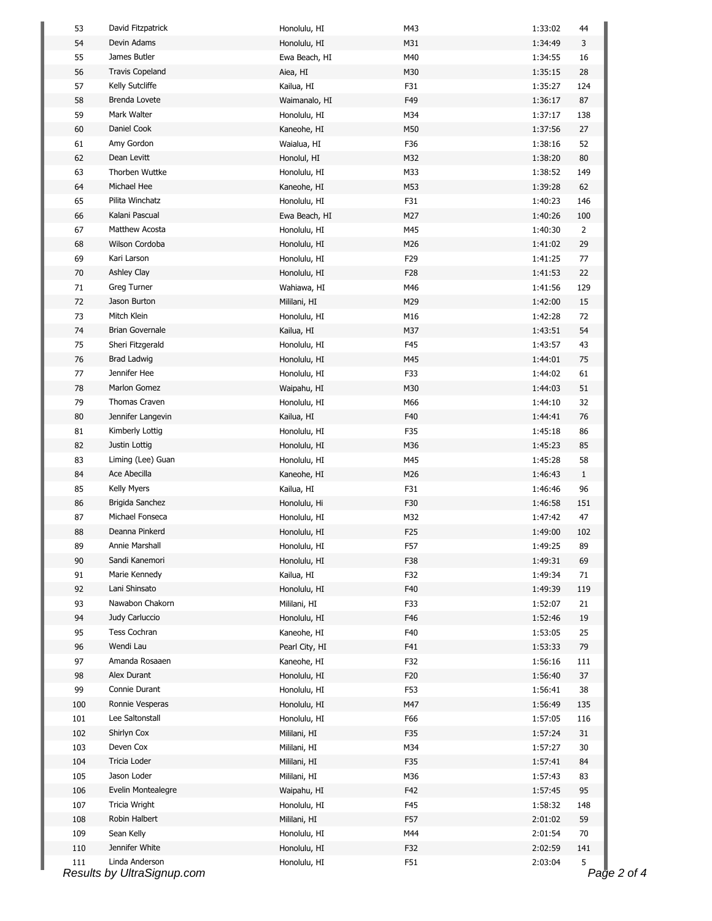| | | | | | |
|---|---|---|---|---|---|
| 53 | David Fitzpatrick | Honolulu, HI | M43 | 1:33:02 | 44 |
| 54 | Devin Adams | Honolulu, HI | M31 | 1:34:49 | 3 |
| 55 | James Butler | Ewa Beach, HI | M40 | 1:34:55 | 16 |
| 56 | Travis Copeland | Aiea, HI | M30 | 1:35:15 | 28 |
| 57 | Kelly Sutcliffe | Kailua, HI | F31 | 1:35:27 | 124 |
| 58 | Brenda Lovete | Waimanalo, HI | F49 | 1:36:17 | 87 |
| 59 | Mark Walter | Honolulu, HI | M34 | 1:37:17 | 138 |
| 60 | Daniel Cook | Kaneohe, HI | M50 | 1:37:56 | 27 |
| 61 | Amy Gordon | Waialua, HI | F36 | 1:38:16 | 52 |
| 62 | Dean Levitt | Honolul, HI | M32 | 1:38:20 | 80 |
| 63 | Thorben Wuttke | Honolulu, HI | M33 | 1:38:52 | 149 |
| 64 | Michael Hee | Kaneohe, HI | M53 | 1:39:28 | 62 |
| 65 | Pilita Winchatz | Honolulu, HI | F31 | 1:40:23 | 146 |
| 66 | Kalani Pascual | Ewa Beach, HI | M27 | 1:40:26 | 100 |
| 67 | Matthew Acosta | Honolulu, HI | M45 | 1:40:30 | 2 |
| 68 | Wilson Cordoba | Honolulu, HI | M26 | 1:41:02 | 29 |
| 69 | Kari Larson | Honolulu, HI | F29 | 1:41:25 | 77 |
| 70 | Ashley Clay | Honolulu, HI | F28 | 1:41:53 | 22 |
| 71 | Greg Turner | Wahiawa, HI | M46 | 1:41:56 | 129 |
| 72 | Jason Burton | Mililani, HI | M29 | 1:42:00 | 15 |
| 73 | Mitch Klein | Honolulu, HI | M16 | 1:42:28 | 72 |
| 74 | Brian Governale | Kailua, HI | M37 | 1:43:51 | 54 |
| 75 | Sheri Fitzgerald | Honolulu, HI | F45 | 1:43:57 | 43 |
| 76 | Brad Ladwig | Honolulu, HI | M45 | 1:44:01 | 75 |
| 77 | Jennifer Hee | Honolulu, HI | F33 | 1:44:02 | 61 |
| 78 | Marlon Gomez | Waipahu, HI | M30 | 1:44:03 | 51 |
| 79 | Thomas Craven | Honolulu, HI | M66 | 1:44:10 | 32 |
| 80 | Jennifer Langevin | Kailua, HI | F40 | 1:44:41 | 76 |
| 81 | Kimberly Lottig | Honolulu, HI | F35 | 1:45:18 | 86 |
| 82 | Justin Lottig | Honolulu, HI | M36 | 1:45:23 | 85 |
| 83 | Liming (Lee) Guan | Honolulu, HI | M45 | 1:45:28 | 58 |
| 84 | Ace Abecilla | Kaneohe, HI | M26 | 1:46:43 | 1 |
| 85 | Kelly Myers | Kailua, HI | F31 | 1:46:46 | 96 |
| 86 | Brigida Sanchez | Honolulu, Hi | F30 | 1:46:58 | 151 |
| 87 | Michael Fonseca | Honolulu, HI | M32 | 1:47:42 | 47 |
| 88 | Deanna Pinkerd | Honolulu, HI | F25 | 1:49:00 | 102 |
| 89 | Annie Marshall | Honolulu, HI | F57 | 1:49:25 | 89 |
| 90 | Sandi Kanemori | Honolulu, HI | F38 | 1:49:31 | 69 |
| 91 | Marie Kennedy | Kailua, HI | F32 | 1:49:34 | 71 |
| 92 | Lani Shinsato | Honolulu, HI | F40 | 1:49:39 | 119 |
| 93 | Nawabon Chakorn | Mililani, HI | F33 | 1:52:07 | 21 |
| 94 | Judy Carluccio | Honolulu, HI | F46 | 1:52:46 | 19 |
| 95 | Tess Cochran | Kaneohe, HI | F40 | 1:53:05 | 25 |
| 96 | Wendi Lau | Pearl City, HI | F41 | 1:53:33 | 79 |
| 97 | Amanda Rosaaen | Kaneohe, HI | F32 | 1:56:16 | 111 |
| 98 | Alex Durant | Honolulu, HI | F20 | 1:56:40 | 37 |
| 99 | Connie Durant | Honolulu, HI | F53 | 1:56:41 | 38 |
| 100 | Ronnie Vesperas | Honolulu, HI | M47 | 1:56:49 | 135 |
| 101 | Lee Saltonstall | Honolulu, HI | F66 | 1:57:05 | 116 |
| 102 | Shirlyn Cox | Mililani, HI | F35 | 1:57:24 | 31 |
| 103 | Deven Cox | Mililani, HI | M34 | 1:57:27 | 30 |
| 104 | Tricia Loder | Mililani, HI | F35 | 1:57:41 | 84 |
| 105 | Jason Loder | Mililani, HI | M36 | 1:57:43 | 83 |
| 106 | Evelin Montealegre | Waipahu, HI | F42 | 1:57:45 | 95 |
| 107 | Tricia Wright | Honolulu, HI | F45 | 1:58:32 | 148 |
| 108 | Robin Halbert | Mililani, HI | F57 | 2:01:02 | 59 |
| 109 | Sean Kelly | Honolulu, HI | M44 | 2:01:54 | 70 |
| 110 | Jennifer White | Honolulu, HI | F32 | 2:02:59 | 141 |
| 111 | Linda Anderson | Honolulu, HI | F51 | 2:03:04 | 5 |

*Results by UltraSignup.com*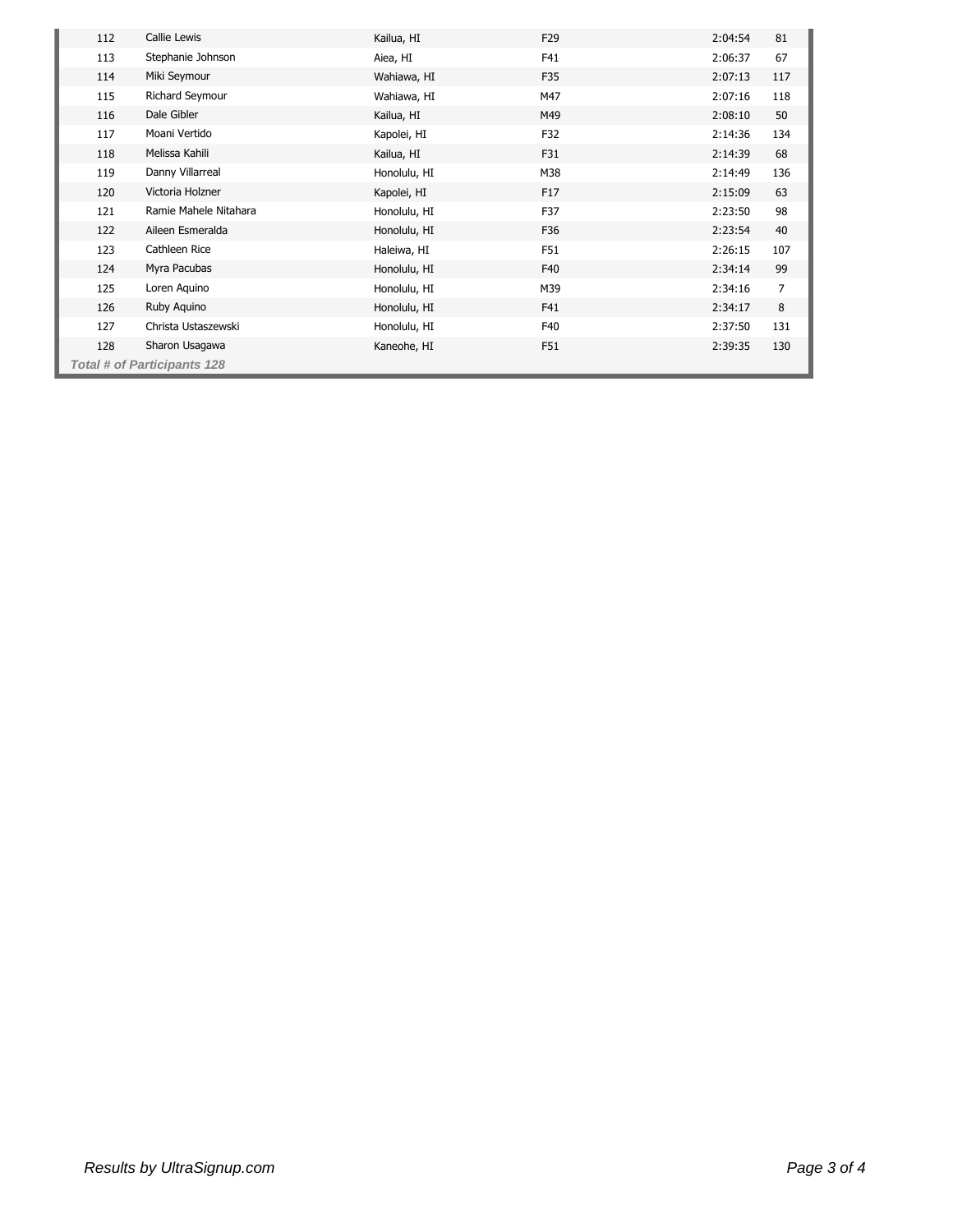| | | | | | |
|---|---|---|---|---|---|
| 112 | Callie Lewis | Kailua, HI | F29 | 2:04:54 | 81 |
| 113 | Stephanie Johnson | Aiea, HI | F41 | 2:06:37 | 67 |
| 114 | Miki Seymour | Wahiawa, HI | F35 | 2:07:13 | 117 |
| 115 | Richard Seymour | Wahiawa, HI | M47 | 2:07:16 | 118 |
| 116 | Dale Gibler | Kailua, HI | M49 | 2:08:10 | 50 |
| 117 | Moani Vertido | Kapolei, HI | F32 | 2:14:36 | 134 |
| 118 | Melissa Kahili | Kailua, HI | F31 | 2:14:39 | 68 |
| 119 | Danny Villarreal | Honolulu, HI | M38 | 2:14:49 | 136 |
| 120 | Victoria Holzner | Kapolei, HI | F17 | 2:15:09 | 63 |
| 121 | Ramie Mahele Nitahara | Honolulu, HI | F37 | 2:23:50 | 98 |
| 122 | Aileen Esmeralda | Honolulu, HI | F36 | 2:23:54 | 40 |
| 123 | Cathleen Rice | Haleiwa, HI | F51 | 2:26:15 | 107 |
| 124 | Myra Pacubas | Honolulu, HI | F40 | 2:34:14 | 99 |
| 125 | Loren Aquino | Honolulu, HI | M39 | 2:34:16 | 7 |
| 126 | Ruby Aquino | Honolulu, HI | F41 | 2:34:17 | 8 |
| 127 | Christa Ustaszewski | Honolulu, HI | F40 | 2:37:50 | 131 |
| 128 | Sharon Usagawa | Kaneohe, HI | F51 | 2:39:35 | 130 |

***Total # of Participants 128***

*Results by UltraSignup.com*